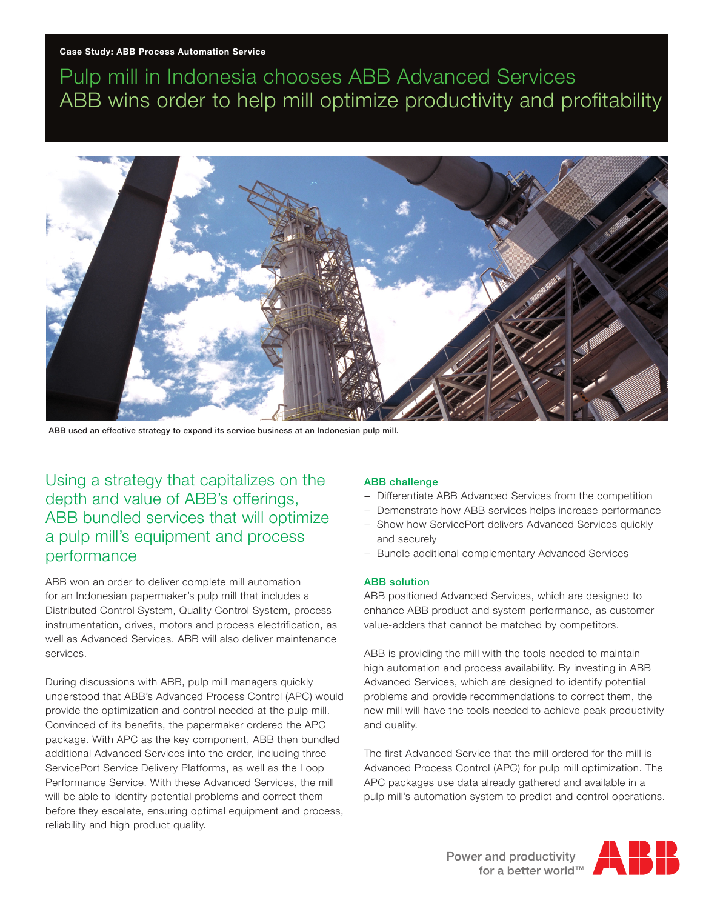Case Study: ABB Process Automation Service

# Pulp mill in Indonesia chooses ABB Advanced Services
## ABB wins order to help mill optimize productivity and profitability

ABB used an effective strategy to expand its service business at an Indonesian pulp mill.

## Using a strategy that capitalizes on the depth and value of ABB's offerings, ABB bundled services that will optimize a pulp mill's equipment and process performance

ABB won an order to deliver complete mill automation for an Indonesian papermaker's pulp mill that includes a Distributed Control System, Quality Control System, process instrumentation, drives, motors and process electrification, as well as Advanced Services. ABB will also deliver maintenance services.

During discussions with ABB, pulp mill managers quickly understood that ABB's Advanced Process Control (APC) would provide the optimization and control needed at the pulp mill. Convinced of its benefits, the papermaker ordered the APC package. With APC as the key component, ABB then bundled additional Advanced Services into the order, including three ServicePort Service Delivery Platforms, as well as the Loop Performance Service. With these Advanced Services, the mill will be able to identify potential problems and correct them before they escalate, ensuring optimal equipment and process, reliability and high product quality.

### ABB challenge

- Differentiate ABB Advanced Services from the competition
- Demonstrate how ABB services helps increase performance
- Show how ServicePort delivers Advanced Services quickly and securely
- Bundle additional complementary Advanced Services

### ABB solution

ABB positioned Advanced Services, which are designed to enhance ABB product and system performance, as customer value-adders that cannot be matched by competitors.

ABB is providing the mill with the tools needed to maintain high automation and process availability. By investing in ABB Advanced Services, which are designed to identify potential problems and provide recommendations to correct them, the new mill will have the tools needed to achieve peak productivity and quality.

The first Advanced Service that the mill ordered for the mill is Advanced Process Control (APC) for pulp mill optimization. The APC packages use data already gathered and available in a pulp mill's automation system to predict and control operations.

Power and productivity for a better world™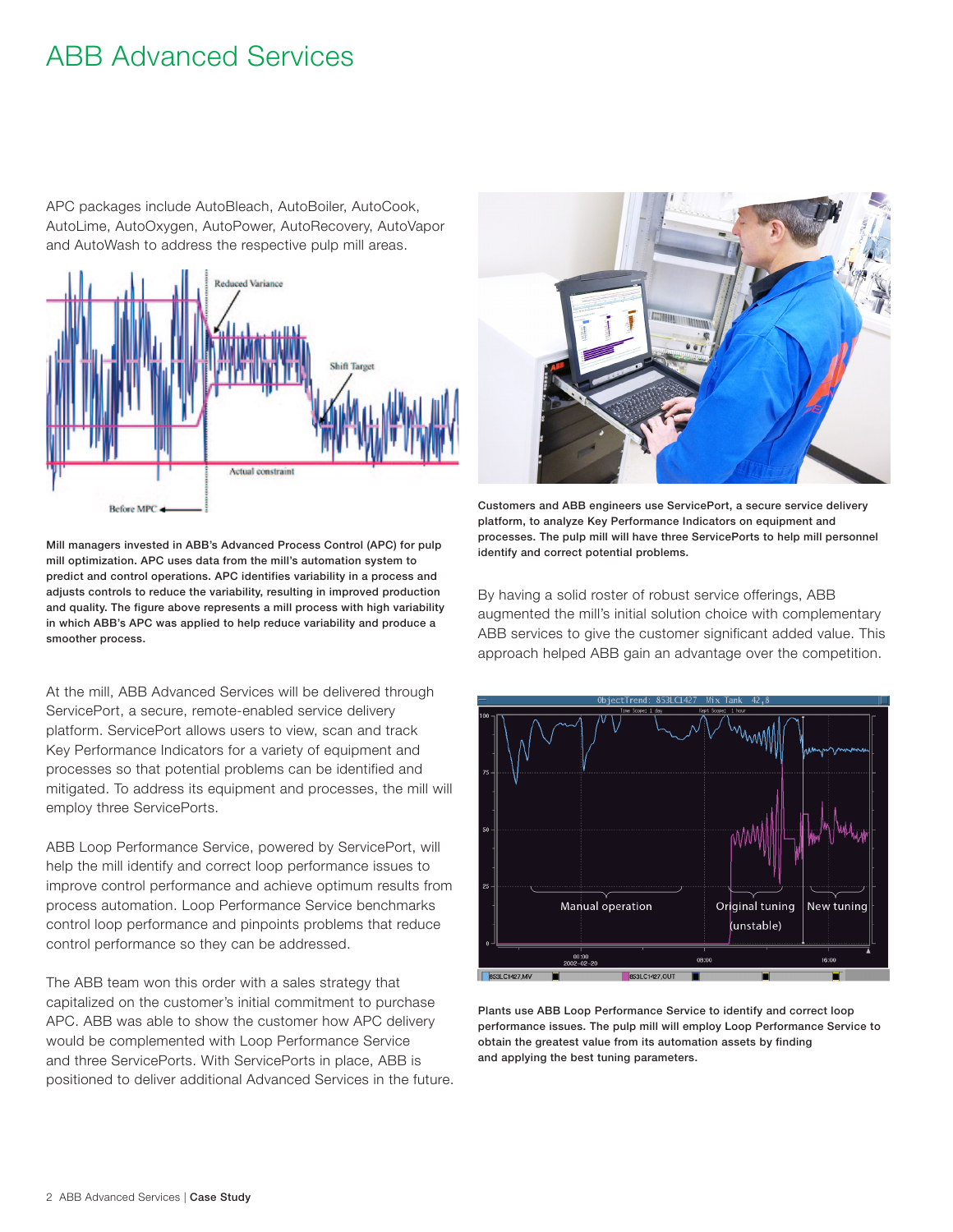# ABB Advanced Services

APC packages include AutoBleach, AutoBoiler, AutoCook, AutoLime, AutoOxygen, AutoPower, AutoRecovery, AutoVapor and AutoWash to address the respective pulp mill areas.

**Mill managers invested in ABB's Advanced Process Control (APC) for pulp mill optimization. APC uses data from the mill's automation system to predict and control operations. APC identifies variability in a process and adjusts controls to reduce the variability, resulting in improved production and quality. The figure above represents a mill process with high variability in which ABB's APC was applied to help reduce variability and produce a smoother process.**

At the mill, ABB Advanced Services will be delivered through ServicePort, a secure, remote-enabled service delivery platform. ServicePort allows users to view, scan and track Key Performance Indicators for a variety of equipment and processes so that potential problems can be identified and mitigated. To address its equipment and processes, the mill will employ three ServicePorts.

ABB Loop Performance Service, powered by ServicePort, will help the mill identify and correct loop performance issues to improve control performance and achieve optimum results from process automation. Loop Performance Service benchmarks control loop performance and pinpoints problems that reduce control performance so they can be addressed.

The ABB team won this order with a sales strategy that capitalized on the customer's initial commitment to purchase APC. ABB was able to show the customer how APC delivery would be complemented with Loop Performance Service and three ServicePorts. With ServicePorts in place, ABB is positioned to deliver additional Advanced Services in the future.

**Customers and ABB engineers use ServicePort, a secure service delivery platform, to analyze Key Performance Indicators on equipment and processes. The pulp mill will have three ServicePorts to help mill personnel identify and correct potential problems.**

By having a solid roster of robust service offerings, ABB augmented the mill's initial solution choice with complementary ABB services to give the customer significant added value. This approach helped ABB gain an advantage over the competition.

**Plants use ABB Loop Performance Service to identify and correct loop performance issues. The pulp mill will employ Loop Performance Service to obtain the greatest value from its automation assets by finding and applying the best tuning parameters.**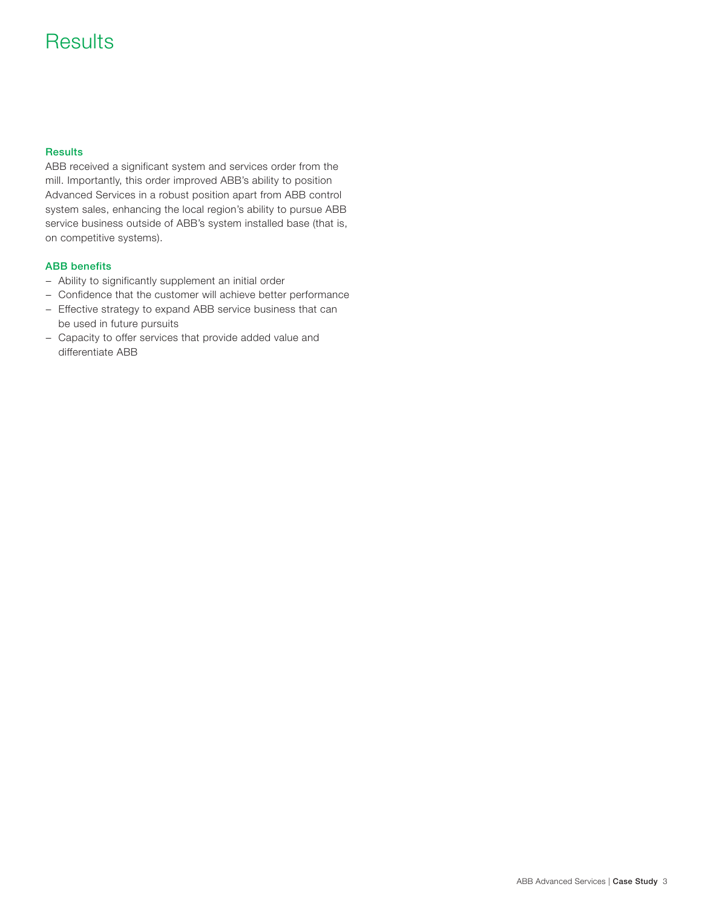# Results

### Results

ABB received a significant system and services order from the mill. Importantly, this order improved ABB's ability to position Advanced Services in a robust position apart from ABB control system sales, enhancing the local region's ability to pursue ABB service business outside of ABB's system installed base (that is, on competitive systems).

### ABB benefits

- Ability to significantly supplement an initial order
- Confidence that the customer will achieve better performance
- Effective strategy to expand ABB service business that can be used in future pursuits
- Capacity to offer services that provide added value and differentiate ABB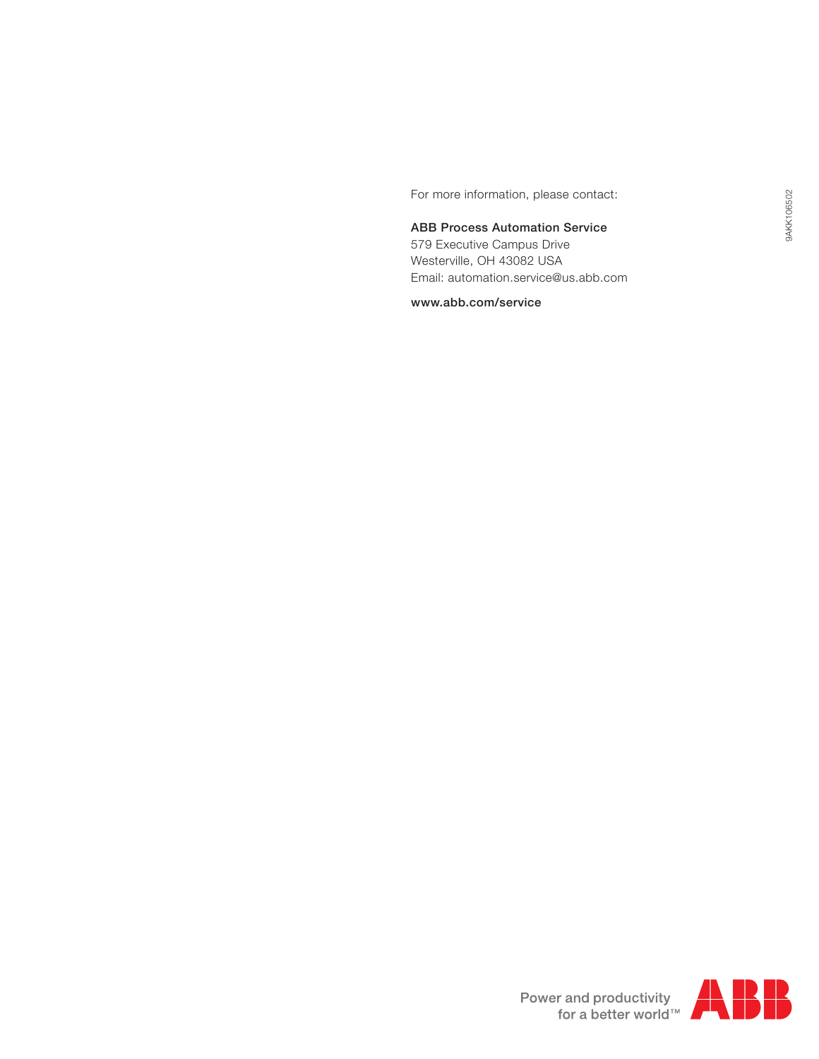For more information, please contact:

**ABB Process Automation Service**
579 Executive Campus Drive
Westerville, OH 43082 USA
Email: automation.service@us.abb.com

**www.abb.com/service**

9AKK106502

Power and productivity
for a better world™